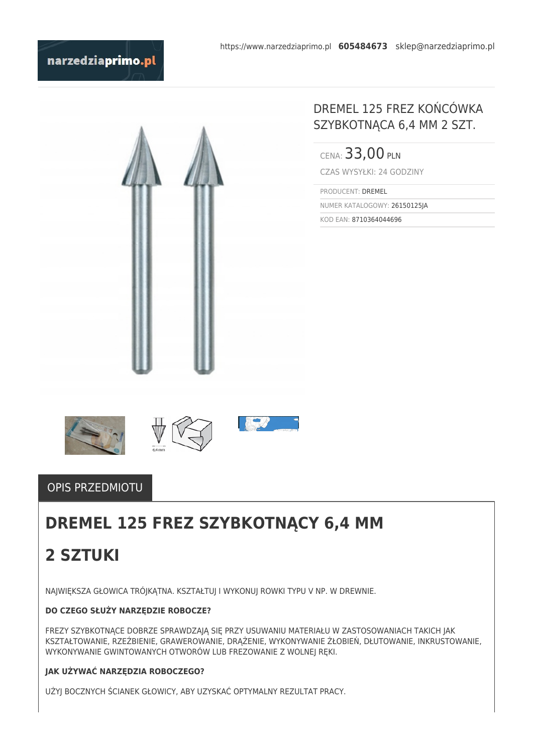https://www.narzedziaprimo.pl **605484673** sklep@narzedziaprimo.pl

# DREMEL 125 FREZ KOŃCÓWKA SZYBKOTNĄCA 6,4 MM 2 SZT.

CENA: 33,00 PLN

CZAS WYSYŁKI: 24 GODZINY

PRODUCENT: DREMEL

NUMER KATALOGOWY: 26150125JA

KOD EAN: 8710364044696

6,4 mm

## OPIS PRZEDMIOTU

# DREMEL 125 FREZ SZYBKOTNĄCY 6,4 MM 2 SZTUKI

NAJWIĘKSZA GŁOWICA TRÓJKĄTNA. KSZTAŁTUJ I WYKONUJ ROWKI TYPU V NP. W DREWNIE.

**DO CZEGO SŁUŻY NARZĘDZIE ROBOCZE?**

FREZY SZYBKOTNĄCE DOBRZE SPRAWDZAJĄ SIĘ PRZY USUWANIU MATERIAŁU W ZASTOSOWANIACH TAKICH JAK KSZTAŁTOWANIE, RZEŹBIENIE, GRAWEROWANIE, DRĄŻENIE, WYKONYWANIE ŻŁOBIEŃ, DŁUTOWANIE, INKRUSTOWANIE, WYKONYWANIE GWINTOWANYCH OTWORÓW LUB FREZOWANIE Z WOLNEJ RĘKI.

**JAK UŻYWAĆ NARZĘDZIA ROBOCZEGO?**

UŻYJ BOCZNYCH ŚCIANEK GŁOWICY, ABY UZYSKAĆ OPTYMALNY REZULTAT PRACY.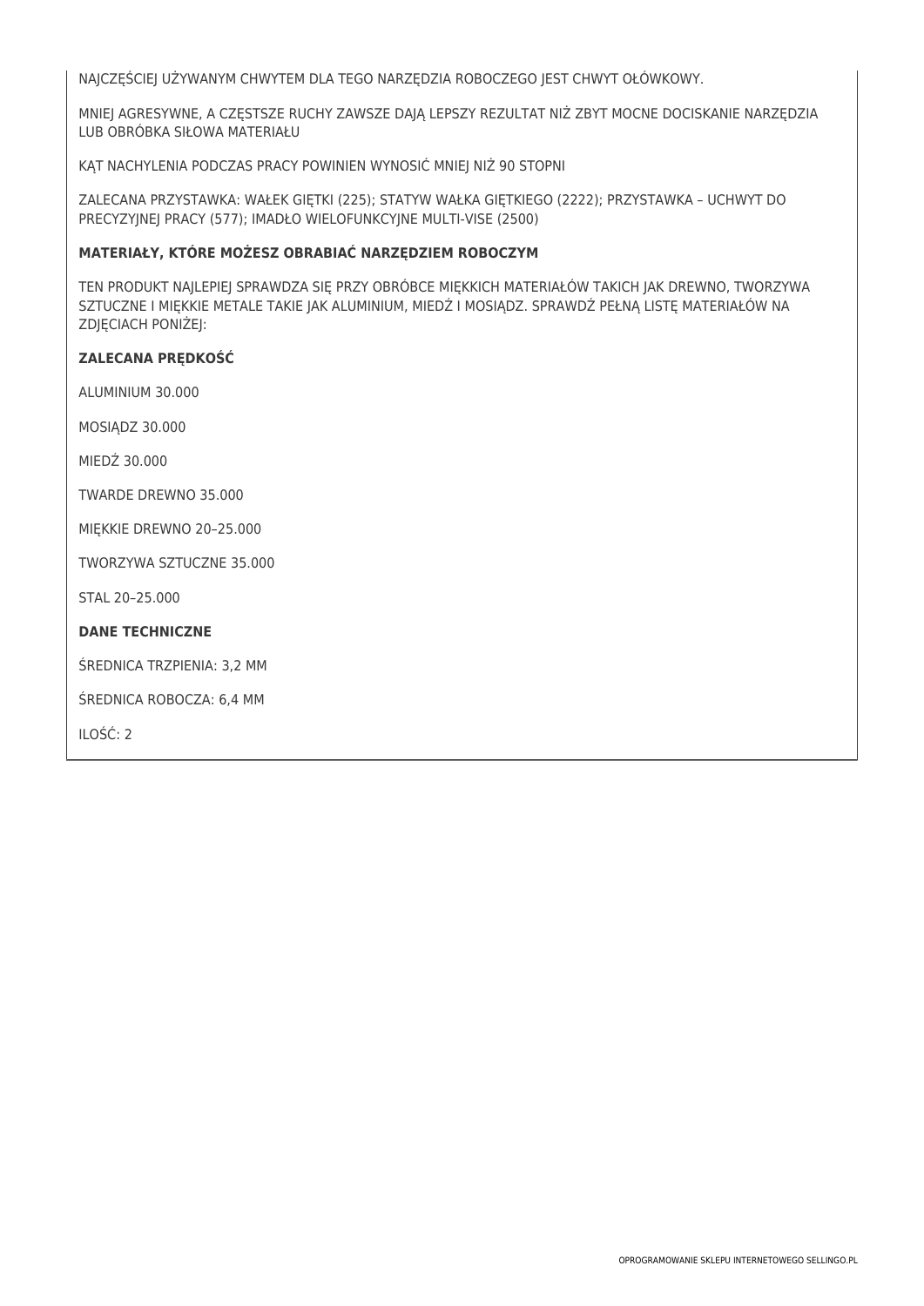NAJCZĘŚCIEJ UŻYWANYM CHWYTEM DLA TEGO NARZĘDZIA ROBOCZEGO JEST CHWYT OŁÓWKOWY.

MNIEJ AGRESYWNE, A CZĘSTSZE RUCHY ZAWSZE DAJĄ LEPSZY REZULTAT NIŻ ZBYT MOCNE DOCISKANIE NARZĘDZIA LUB OBRÓBKA SIŁOWA MATERIAŁU

KĄT NACHYLENIA PODCZAS PRACY POWINIEN WYNOSIĆ MNIEJ NIŻ 90 STOPNI

ZALECANA PRZYSTAWKA: WAŁEK GIĘTKI (225); STATYW WAŁKA GIĘTKIEGO (2222); PRZYSTAWKA – UCHWYT DO PRECYZYJNEJ PRACY (577); IMADŁO WIELOFUNKCYJNE MULTI-VISE (2500)

**MATERIAŁY, KTÓRE MOŻESZ OBRABIAĆ NARZĘDZIEM ROBOCZYM**

TEN PRODUKT NAJLEPIEJ SPRAWDZA SIĘ PRZY OBRÓBCE MIĘKKICH MATERIAŁÓW TAKICH JAK DREWNO, TWORZYWA SZTUCZNE I MIĘKKIE METALE TAKIE JAK ALUMINIUM, MIEDŹ I MOSIĄDZ. SPRAWDŹ PEŁNĄ LISTĘ MATERIAŁÓW NA ZDJĘCIACH PONIŻEJ:

**ZALECANA PRĘDKOŚĆ**

ALUMINIUM 30.000

MOSIĄDZ 30.000

MIEDŹ 30.000

TWARDE DREWNO 35.000

MIĘKKIE DREWNO 20–25.000

TWORZYWA SZTUCZNE 35.000

STAL 20–25.000

**DANE TECHNICZNE**

ŚREDNICA TRZPIENIA: 3,2 MM

ŚREDNICA ROBOCZA: 6,4 MM

ILOŚĆ: 2